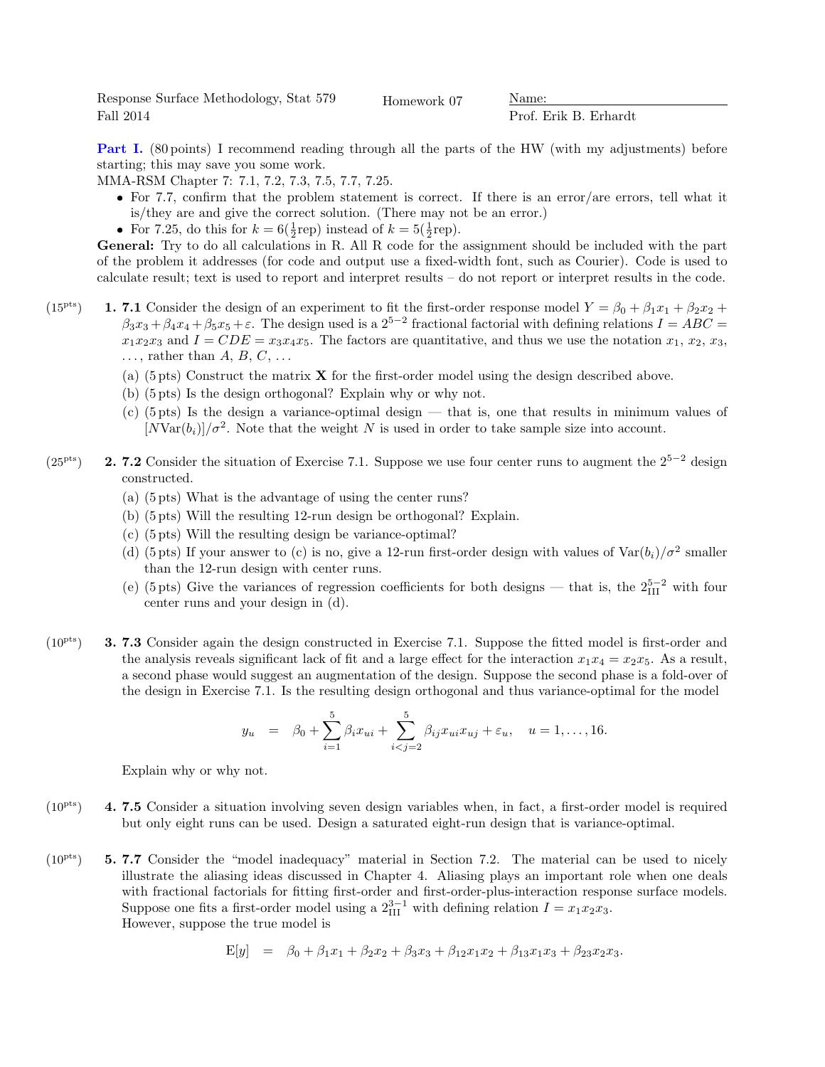Response Surface Methodology, Stat 579 Homework 07 Name:
Fall 2014 Prof. Erik B. Erhardt

**Part I.** (80 points) I recommend reading through all the parts of the HW (with my adjustments) before starting; this may save you some work.

MMA-RSM Chapter 7: 7.1, 7.2, 7.3, 7.5, 7.7, 7.25.

- For 7.7, confirm that the problem statement is correct. If there is an error/are errors, tell what it is/they are and give the correct solution. (There may not be an error.)
- For 7.25, do this for $k = 6(\frac{1}{2}\text{rep})$ instead of $k = 5(\frac{1}{2}\text{rep})$.

**General:** Try to do all calculations in R. All R code for the assignment should be included with the part of the problem it addresses (for code and output use a fixed-width font, such as Courier). Code is used to calculate result; text is used to report and interpret results – do not report or interpret results in the code.

(15pts) **1. 7.1** Consider the design of an experiment to fit the first-order response model $Y = \beta_0 + \beta_1 x_1 + \beta_2 x_2 + \beta_3 x_3 + \beta_4 x_4 + \beta_5 x_5 + \varepsilon$. The design used is a $2^{5-2}$ fractional factorial with defining relations $I = ABC = x_1 x_2 x_3$ and $I = CDE = x_3 x_4 x_5$. The factors are quantitative, and thus we use the notation $x_1$, $x_2$, $x_3$, $\ldots$, rather than $A$, $B$, $C$, $\ldots$

(a) (5 pts) Construct the matrix $\mathbf{X}$ for the first-order model using the design described above.

(b) (5 pts) Is the design orthogonal? Explain why or why not.

(c) (5 pts) Is the design a variance-optimal design — that is, one that results in minimum values of $[N\text{Var}(b_i)]/\sigma^2$. Note that the weight $N$ is used in order to take sample size into account.

(25pts) **2. 7.2** Consider the situation of Exercise 7.1. Suppose we use four center runs to augment the $2^{5-2}$ design constructed.

(a) (5 pts) What is the advantage of using the center runs?

(b) (5 pts) Will the resulting 12-run design be orthogonal? Explain.

(c) (5 pts) Will the resulting design be variance-optimal?

(d) (5 pts) If your answer to (c) is no, give a 12-run first-order design with values of $\text{Var}(b_i)/\sigma^2$ smaller than the 12-run design with center runs.

(e) (5 pts) Give the variances of regression coefficients for both designs — that is, the $2^{5-2}_{\text{III}}$ with four center runs and your design in (d).

(10pts) **3. 7.3** Consider again the design constructed in Exercise 7.1. Suppose the fitted model is first-order and the analysis reveals significant lack of fit and a large effect for the interaction $x_1 x_4 = x_2 x_5$. As a result, a second phase would suggest an augmentation of the design. Suppose the second phase is a fold-over of the design in Exercise 7.1. Is the resulting design orthogonal and thus variance-optimal for the model

$$y_u = \beta_0 + \sum_{i=1}^{5} \beta_i x_{ui} + \sum_{i<j=2}^{5} \beta_{ij} x_{ui} x_{uj} + \varepsilon_u, \quad u = 1, \ldots, 16.$$

Explain why or why not.

(10pts) **4. 7.5** Consider a situation involving seven design variables when, in fact, a first-order model is required but only eight runs can be used. Design a saturated eight-run design that is variance-optimal.

(10pts) **5. 7.7** Consider the "model inadequacy" material in Section 7.2. The material can be used to nicely illustrate the aliasing ideas discussed in Chapter 4. Aliasing plays an important role when one deals with fractional factorials for fitting first-order and first-order-plus-interaction response surface models. Suppose one fits a first-order model using a $2^{3-1}_{\text{III}}$ with defining relation $I = x_1 x_2 x_3$.
However, suppose the true model is

$$\text{E}[y] = \beta_0 + \beta_1 x_1 + \beta_2 x_2 + \beta_3 x_3 + \beta_{12} x_1 x_2 + \beta_{13} x_1 x_3 + \beta_{23} x_2 x_3.$$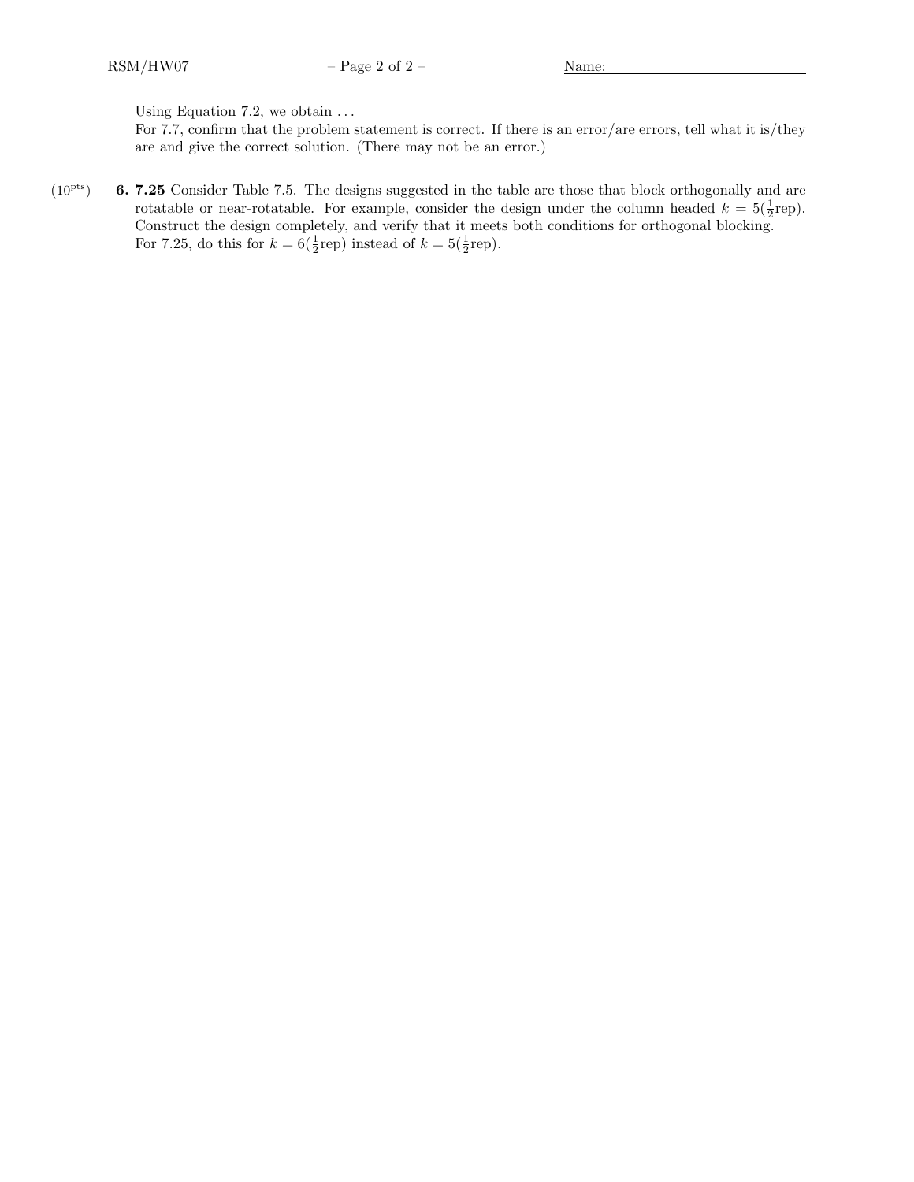Using Equation 7.2, we obtain . . .

For 7.7, confirm that the problem statement is correct. If there is an error/are errors, tell what it is/they are and give the correct solution. (There may not be an error.)

(10[pts]) **6. 7.25** Consider Table 7.5. The designs suggested in the table are those that block orthogonally and are rotatable or near-rotatable. For example, consider the design under the column headed $k = 5(\frac{1}{2}\text{rep})$. Construct the design completely, and verify that it meets both conditions for orthogonal blocking.

For 7.25, do this for $k = 6(\frac{1}{2}\text{rep})$ instead of $k = 5(\frac{1}{2}\text{rep})$.